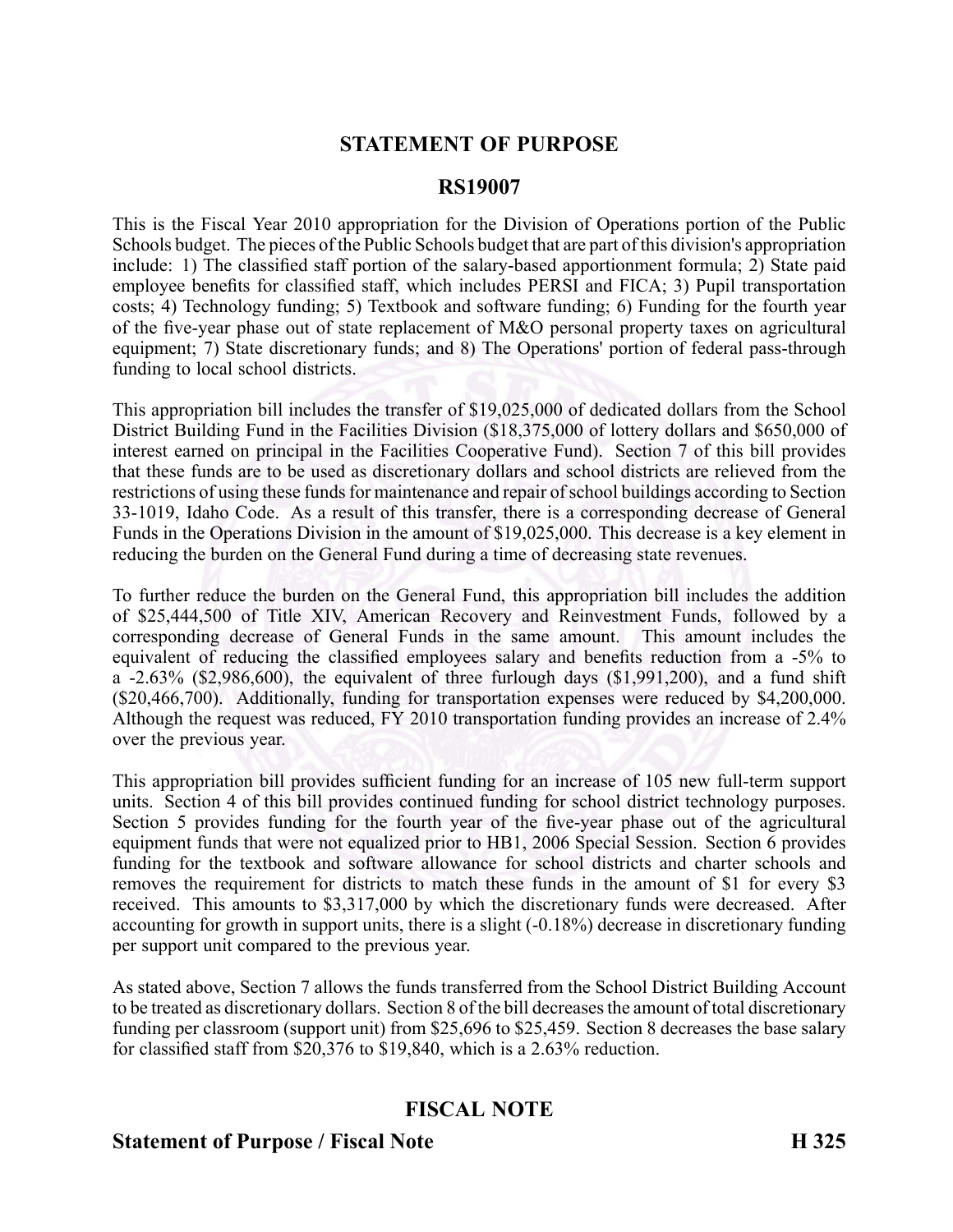## STATEMENT OF PURPOSE

## RS19007

This is the Fiscal Year 2010 appropriation for the Division of Operations portion of the Public Schools budget. The pieces of the Public Schools budget that are part of this division's appropriation include: 1) The classified staff portion of the salary-based apportionment formula; 2) State paid employee benefits for classified staff, which includes PERSI and FICA; 3) Pupil transportation costs; 4) Technology funding; 5) Textbook and software funding; 6) Funding for the fourth year of the five-year phase out of state replacement of M&O personal property taxes on agricultural equipment; 7) State discretionary funds; and 8) The Operations' portion of federal pass-through funding to local school districts.

This appropriation bill includes the transfer of $19,025,000 of dedicated dollars from the School District Building Fund in the Facilities Division ($18,375,000 of lottery dollars and $650,000 of interest earned on principal in the Facilities Cooperative Fund). Section 7 of this bill provides that these funds are to be used as discretionary dollars and school districts are relieved from the restrictions of using these funds for maintenance and repair of school buildings according to Section 33-1019, Idaho Code. As a result of this transfer, there is a corresponding decrease of General Funds in the Operations Division in the amount of $19,025,000. This decrease is a key element in reducing the burden on the General Fund during a time of decreasing state revenues.

To further reduce the burden on the General Fund, this appropriation bill includes the addition of $25,444,500 of Title XIV, American Recovery and Reinvestment Funds, followed by a corresponding decrease of General Funds in the same amount. This amount includes the equivalent of reducing the classified employees salary and benefits reduction from a -5% to a -2.63% ($2,986,600), the equivalent of three furlough days ($1,991,200), and a fund shift ($20,466,700). Additionally, funding for transportation expenses were reduced by $4,200,000. Although the request was reduced, FY 2010 transportation funding provides an increase of 2.4% over the previous year.

This appropriation bill provides sufficient funding for an increase of 105 new full-term support units. Section 4 of this bill provides continued funding for school district technology purposes. Section 5 provides funding for the fourth year of the five-year phase out of the agricultural equipment funds that were not equalized prior to HB1, 2006 Special Session. Section 6 provides funding for the textbook and software allowance for school districts and charter schools and removes the requirement for districts to match these funds in the amount of $1 for every $3 received. This amounts to $3,317,000 by which the discretionary funds were decreased. After accounting for growth in support units, there is a slight (-0.18%) decrease in discretionary funding per support unit compared to the previous year.

As stated above, Section 7 allows the funds transferred from the School District Building Account to be treated as discretionary dollars. Section 8 of the bill decreases the amount of total discretionary funding per classroom (support unit) from $25,696 to $25,459. Section 8 decreases the base salary for classified staff from $20,376 to $19,840, which is a 2.63% reduction.

## FISCAL NOTE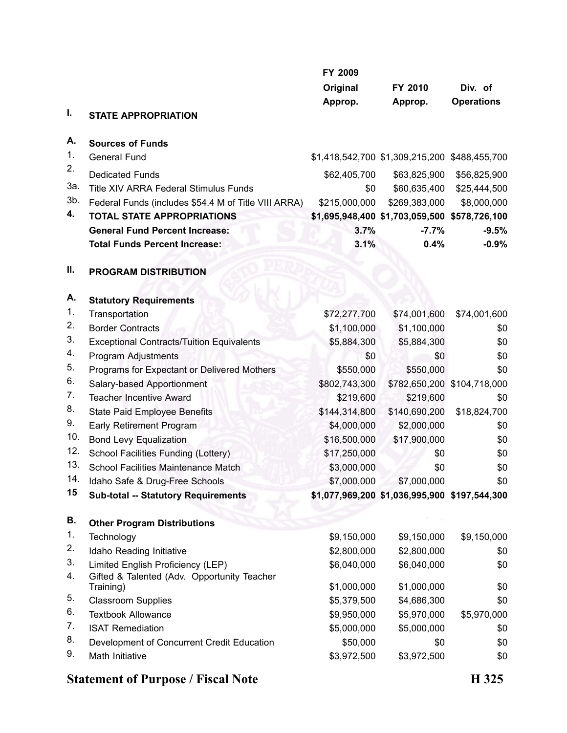| | | FY 2009 Original Approp. | FY 2010 Approp. | Div. of Operations |
|---|---|---|---|---|
| **I.** | **STATE APPROPRIATION** | | | |
| **A.** | **Sources of Funds** | | | |
| 1. | General Fund | $1,418,542,700 | $1,309,215,200 | $488,455,700 |
| 2. | Dedicated Funds | $62,405,700 | $63,825,900 | $56,825,900 |
| 3a. | Title XIV ARRA Federal Stimulus Funds | $0 | $60,635,400 | $25,444,500 |
| 3b. | Federal Funds (includes $54.4 M of Title VIII ARRA) | $215,000,000 | $269,383,000 | $8,000,000 |
| **4.** | **TOTAL STATE APPROPRIATIONS** | **$1,695,948,400** | **$1,703,059,500** | **$578,726,100** |
| | **General Fund Percent Increase:** | **3.7%** | **-7.7%** | **-9.5%** |
| | **Total Funds Percent Increase:** | **3.1%** | **0.4%** | **-0.9%** |
| **II.** | **PROGRAM DISTRIBUTION** | | | |
| **A.** | **Statutory Requirements** | | | |
| 1. | Transportation | $72,277,700 | $74,001,600 | $74,001,600 |
| 2. | Border Contracts | $1,100,000 | $1,100,000 | $0 |
| 3. | Exceptional Contracts/Tuition Equivalents | $5,884,300 | $5,884,300 | $0 |
| 4. | Program Adjustments | $0 | $0 | $0 |
| 5. | Programs for Expectant or Delivered Mothers | $550,000 | $550,000 | $0 |
| 6. | Salary-based Apportionment | $802,743,300 | $782,650,200 | $104,718,000 |
| 7. | Teacher Incentive Award | $219,600 | $219,600 | $0 |
| 8. | State Paid Employee Benefits | $144,314,800 | $140,690,200 | $18,824,700 |
| 9. | Early Retirement Program | $4,000,000 | $2,000,000 | $0 |
| 10. | Bond Levy Equalization | $16,500,000 | $17,900,000 | $0 |
| 12. | School Facilities Funding (Lottery) | $17,250,000 | $0 | $0 |
| 13. | School Facilities Maintenance Match | $3,000,000 | $0 | $0 |
| 14. | Idaho Safe & Drug-Free Schools | $7,000,000 | $7,000,000 | $0 |
| **15** | **Sub-total -- Statutory Requirements** | **$1,077,969,200** | **$1,036,995,900** | **$197,544,300** |
| **B.** | **Other Program Distributions** | | | |
| 1. | Technology | $9,150,000 | $9,150,000 | $9,150,000 |
| 2. | Idaho Reading Initiative | $2,800,000 | $2,800,000 | $0 |
| 3. | Limited English Proficiency (LEP) | $6,040,000 | $6,040,000 | $0 |
| 4. | Gifted & Talented (Adv. Opportunity Teacher Training) | $1,000,000 | $1,000,000 | $0 |
| 5. | Classroom Supplies | $5,379,500 | $4,686,300 | $0 |
| 6. | Textbook Allowance | $9,950,000 | $5,970,000 | $5,970,000 |
| 7. | ISAT Remediation | $5,000,000 | $5,000,000 | $0 |
| 8. | Development of Concurrent Credit Education | $50,000 | $0 | $0 |
| 9. | Math Initiative | $3,972,500 | $3,972,500 | $0 |

**Statement of Purpose / Fiscal Note** **H 325**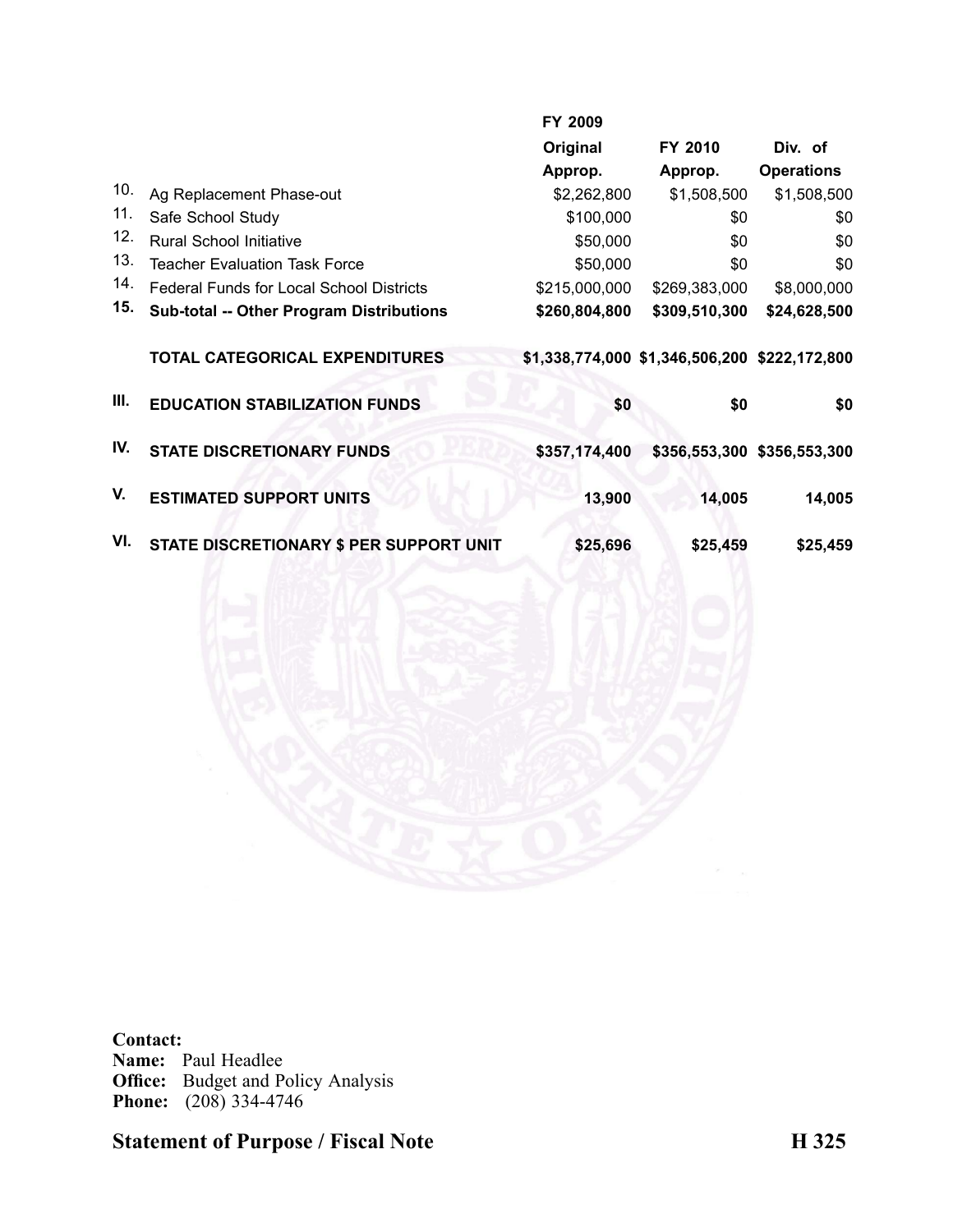| | | FY 2009 Original Approp. | FY 2010 Approp. | Div. of Operations |
|---|---|---|---|---|
| 10. | Ag Replacement Phase-out | $2,262,800 | $1,508,500 | $1,508,500 |
| 11. | Safe School Study | $100,000 | $0 | $0 |
| 12. | Rural School Initiative | $50,000 | $0 | $0 |
| 13. | Teacher Evaluation Task Force | $50,000 | $0 | $0 |
| 14. | Federal Funds for Local School Districts | $215,000,000 | $269,383,000 | $8,000,000 |
| **15.** | **Sub-total -- Other Program Distributions** | **$260,804,800** | **$309,510,300** | **$24,628,500** |
| | **TOTAL CATEGORICAL EXPENDITURES** | **$1,338,774,000** | **$1,346,506,200** | **$222,172,800** |
| **III.** | **EDUCATION STABILIZATION FUNDS** | **$0** | **$0** | **$0** |
| **IV.** | **STATE DISCRETIONARY FUNDS** | **$357,174,400** | **$356,553,300** | **$356,553,300** |
| **V.** | **ESTIMATED SUPPORT UNITS** | **13,900** | **14,005** | **14,005** |
| **VI.** | **STATE DISCRETIONARY $ PER SUPPORT UNIT** | **$25,696** | **$25,459** | **$25,459** |

**Contact:**
**Name:** Paul Headlee
**Office:** Budget and Policy Analysis
**Phone:** (208) 334-4746

## Statement of Purpose / Fiscal Note — H 325